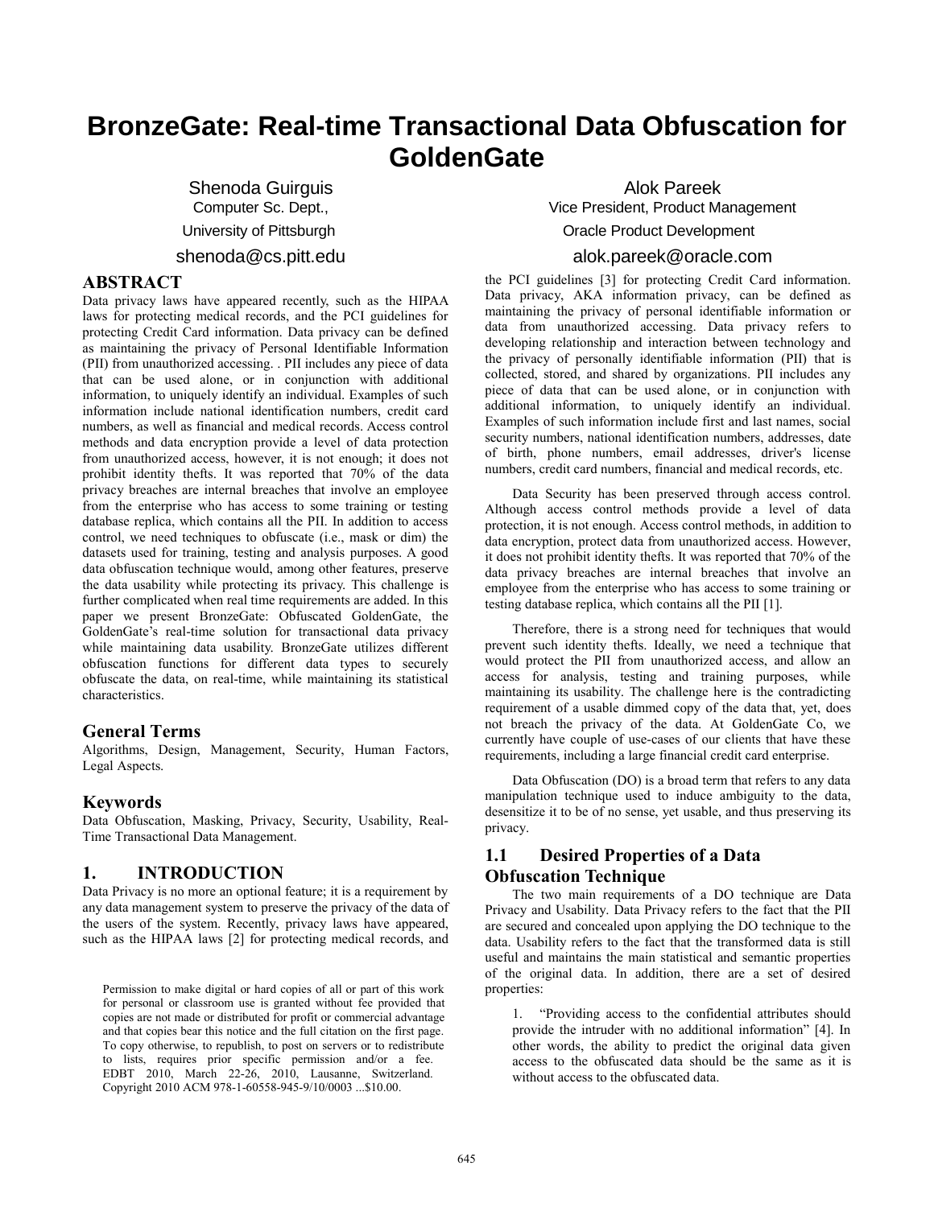# BronzeGate: Real-time Transactional Data Obfuscation for GoldenGate

Shenoda Guirguis
Computer Sc. Dept.,
University of Pittsburgh
shenoda@cs.pitt.edu

Alok Pareek
Vice President, Product Management
Oracle Product Development
alok.pareek@oracle.com

## ABSTRACT

Data privacy laws have appeared recently, such as the HIPAA laws for protecting medical records, and the PCI guidelines for protecting Credit Card information. Data privacy can be defined as maintaining the privacy of Personal Identifiable Information (PII) from unauthorized accessing. . PII includes any piece of data that can be used alone, or in conjunction with additional information, to uniquely identify an individual. Examples of such information include national identification numbers, credit card numbers, as well as financial and medical records. Access control methods and data encryption provide a level of data protection from unauthorized access, however, it is not enough; it does not prohibit identity thefts. It was reported that 70% of the data privacy breaches are internal breaches that involve an employee from the enterprise who has access to some training or testing database replica, which contains all the PII. In addition to access control, we need techniques to obfuscate (i.e., mask or dim) the datasets used for training, testing and analysis purposes. A good data obfuscation technique would, among other features, preserve the data usability while protecting its privacy. This challenge is further complicated when real time requirements are added. In this paper we present BronzeGate: Obfuscated GoldenGate, the GoldenGate's real-time solution for transactional data privacy while maintaining data usability. BronzeGate utilizes different obfuscation functions for different data types to securely obfuscate the data, on real-time, while maintaining its statistical characteristics.

## General Terms

Algorithms, Design, Management, Security, Human Factors, Legal Aspects.

## Keywords

Data Obfuscation, Masking, Privacy, Security, Usability, Real-Time Transactional Data Management.

## 1. INTRODUCTION

Data Privacy is no more an optional feature; it is a requirement by any data management system to preserve the privacy of the data of the users of the system. Recently, privacy laws have appeared, such as the HIPAA laws [2] for protecting medical records, and the PCI guidelines [3] for protecting Credit Card information. Data privacy, AKA information privacy, can be defined as maintaining the privacy of personal identifiable information or data from unauthorized accessing. Data privacy refers to developing relationship and interaction between technology and the privacy of personally identifiable information (PII) that is collected, stored, and shared by organizations. PII includes any piece of data that can be used alone, or in conjunction with additional information, to uniquely identify an individual. Examples of such information include first and last names, social security numbers, national identification numbers, addresses, date of birth, phone numbers, email addresses, driver's license numbers, credit card numbers, financial and medical records, etc.

Data Security has been preserved through access control. Although access control methods provide a level of data protection, it is not enough. Access control methods, in addition to data encryption, protect data from unauthorized access. However, it does not prohibit identity thefts. It was reported that 70% of the data privacy breaches are internal breaches that involve an employee from the enterprise who has access to some training or testing database replica, which contains all the PII [1].

Therefore, there is a strong need for techniques that would prevent such identity thefts. Ideally, we need a technique that would protect the PII from unauthorized access, and allow an access for analysis, testing and training purposes, while maintaining its usability. The challenge here is the contradicting requirement of a usable dimmed copy of the data that, yet, does not breach the privacy of the data. At GoldenGate Co, we currently have couple of use-cases of our clients that have these requirements, including a large financial credit card enterprise.

Data Obfuscation (DO) is a broad term that refers to any data manipulation technique used to induce ambiguity to the data, desensitize it to be of no sense, yet usable, and thus preserving its privacy.

### 1.1 Desired Properties of a Data Obfuscation Technique

The two main requirements of a DO technique are Data Privacy and Usability. Data Privacy refers to the fact that the PII are secured and concealed upon applying the DO technique to the data. Usability refers to the fact that the transformed data is still useful and maintains the main statistical and semantic properties of the original data. In addition, there are a set of desired properties:

1. "Providing access to the confidential attributes should provide the intruder with no additional information" [4]. In other words, the ability to predict the original data given access to the obfuscated data should be the same as it is without access to the obfuscated data.

Permission to make digital or hard copies of all or part of this work for personal or classroom use is granted without fee provided that copies are not made or distributed for profit or commercial advantage and that copies bear this notice and the full citation on the first page. To copy otherwise, to republish, to post on servers or to redistribute to lists, requires prior specific permission and/or a fee. EDBT 2010, March 22-26, 2010, Lausanne, Switzerland. Copyright 2010 ACM 978-1-60558-945-9/10/0003 ...$10.00.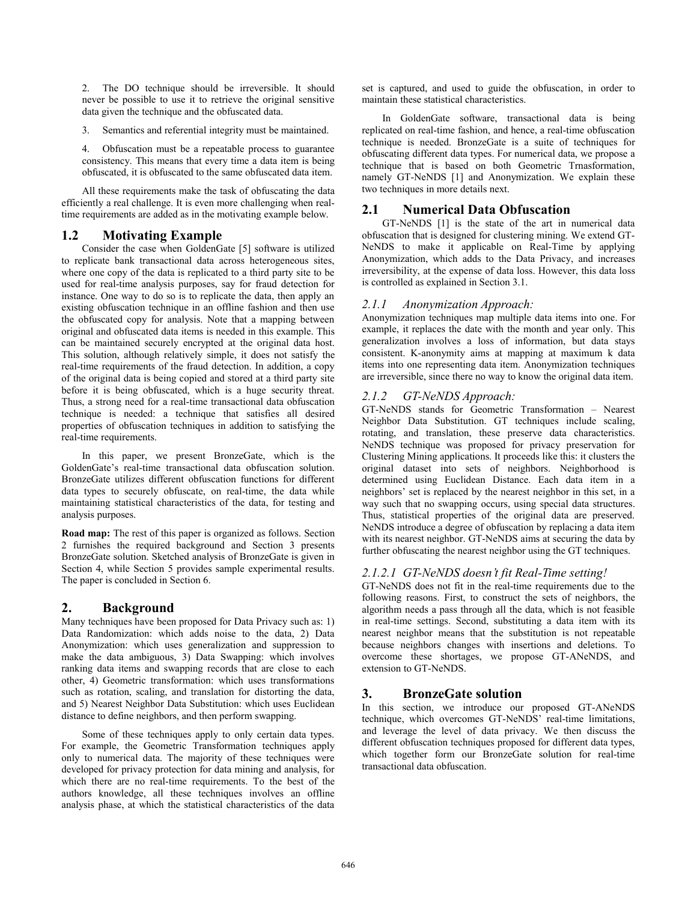2. The DO technique should be irreversible. It should never be possible to use it to retrieve the original sensitive data given the technique and the obfuscated data.

3. Semantics and referential integrity must be maintained.

4. Obfuscation must be a repeatable process to guarantee consistency. This means that every time a data item is being obfuscated, it is obfuscated to the same obfuscated data item.

All these requirements make the task of obfuscating the data efficiently a real challenge. It is even more challenging when real-time requirements are added as in the motivating example below.

## 1.2 Motivating Example

Consider the case when GoldenGate [5] software is utilized to replicate bank transactional data across heterogeneous sites, where one copy of the data is replicated to a third party site to be used for real-time analysis purposes, say for fraud detection for instance. One way to do so is to replicate the data, then apply an existing obfuscation technique in an offline fashion and then use the obfuscated copy for analysis. Note that a mapping between original and obfuscated data items is needed in this example. This can be maintained securely encrypted at the original data host. This solution, although relatively simple, it does not satisfy the real-time requirements of the fraud detection. In addition, a copy of the original data is being copied and stored at a third party site before it is being obfuscated, which is a huge security threat. Thus, a strong need for a real-time transactional data obfuscation technique is needed: a technique that satisfies all desired properties of obfuscation techniques in addition to satisfying the real-time requirements.

In this paper, we present BronzeGate, which is the GoldenGate's real-time transactional data obfuscation solution. BronzeGate utilizes different obfuscation functions for different data types to securely obfuscate, on real-time, the data while maintaining statistical characteristics of the data, for testing and analysis purposes.

**Road map:** The rest of this paper is organized as follows. Section 2 furnishes the required background and Section 3 presents BronzeGate solution. Sketched analysis of BronzeGate is given in Section 4, while Section 5 provides sample experimental results. The paper is concluded in Section 6.

# 2. Background

Many techniques have been proposed for Data Privacy such as: 1) Data Randomization: which adds noise to the data, 2) Data Anonymization: which uses generalization and suppression to make the data ambiguous, 3) Data Swapping: which involves ranking data items and swapping records that are close to each other, 4) Geometric transformation: which uses transformations such as rotation, scaling, and translation for distorting the data, and 5) Nearest Neighbor Data Substitution: which uses Euclidean distance to define neighbors, and then perform swapping.

Some of these techniques apply to only certain data types. For example, the Geometric Transformation techniques apply only to numerical data. The majority of these techniques were developed for privacy protection for data mining and analysis, for which there are no real-time requirements. To the best of the authors knowledge, all these techniques involves an offline analysis phase, at which the statistical characteristics of the data set is captured, and used to guide the obfuscation, in order to maintain these statistical characteristics.

In GoldenGate software, transactional data is being replicated on real-time fashion, and hence, a real-time obfuscation technique is needed. BronzeGate is a suite of techniques for obfuscating different data types. For numerical data, we propose a technique that is based on both Geometric Trnasformation, namely GT-NeNDS [1] and Anonymization. We explain these two techniques in more details next.

## 2.1 Numerical Data Obfuscation

GT-NeNDS [1] is the state of the art in numerical data obfuscation that is designed for clustering mining. We extend GT-NeNDS to make it applicable on Real-Time by applying Anonymization, which adds to the Data Privacy, and increases irreversibility, at the expense of data loss. However, this data loss is controlled as explained in Section 3.1.

### *2.1.1 Anonymization Approach:*

Anonymization techniques map multiple data items into one. For example, it replaces the date with the month and year only. This generalization involves a loss of information, but data stays consistent. K-anonymity aims at mapping at maximum k data items into one representing data item. Anonymization techniques are irreversible, since there no way to know the original data item.

### *2.1.2 GT-NeNDS Approach:*

GT-NeNDS stands for Geometric Transformation – Nearest Neighbor Data Substitution. GT techniques include scaling, rotating, and translation, these preserve data characteristics. NeNDS technique was proposed for privacy preservation for Clustering Mining applications. It proceeds like this: it clusters the original dataset into sets of neighbors. Neighborhood is determined using Euclidean Distance. Each data item in a neighbors' set is replaced by the nearest neighbor in this set, in a way such that no swapping occurs, using special data structures. Thus, statistical properties of the original data are preserved. NeNDS introduce a degree of obfuscation by replacing a data item with its nearest neighbor. GT-NeNDS aims at securing the data by further obfuscating the nearest neighbor using the GT techniques.

#### *2.1.2.1 GT-NeNDS doesn't fit Real-Time setting!*

GT-NeNDS does not fit in the real-time requirements due to the following reasons. First, to construct the sets of neighbors, the algorithm needs a pass through all the data, which is not feasible in real-time settings. Second, substituting a data item with its nearest neighbor means that the substitution is not repeatable because neighbors changes with insertions and deletions. To overcome these shortages, we propose GT-ANeNDS, and extension to GT-NeNDS.

# 3. BronzeGate solution

In this section, we introduce our proposed GT-ANeNDS technique, which overcomes GT-NeNDS' real-time limitations, and leverage the level of data privacy. We then discuss the different obfuscation techniques proposed for different data types, which together form our BronzeGate solution for real-time transactional data obfuscation.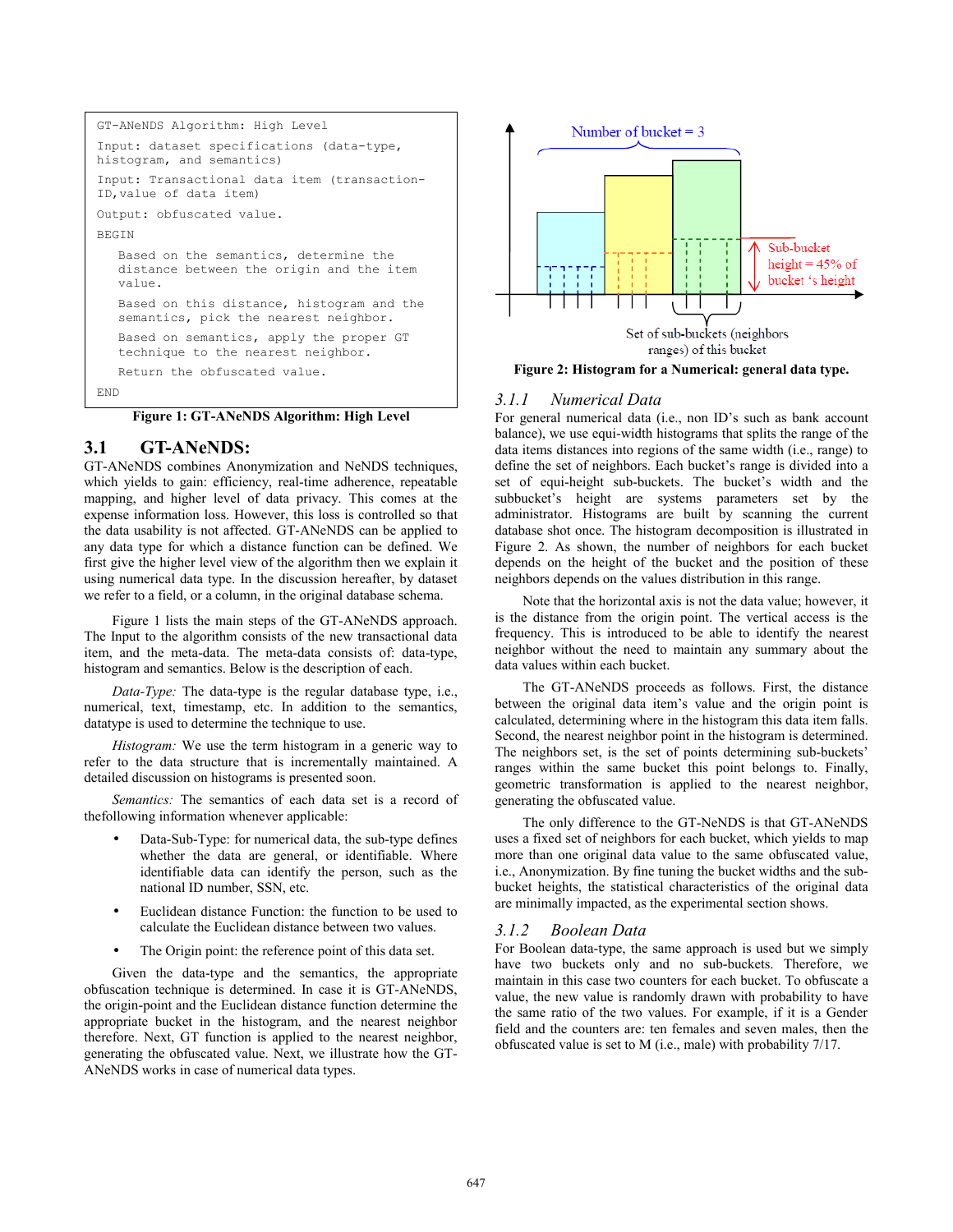```
GT-ANeNDS Algorithm: High Level

Input: dataset specifications (data-type,
histogram, and semantics)

Input: Transactional data item (transaction-
ID,value of data item)

Output: obfuscated value.

BEGIN

    Based on the semantics, determine the
    distance between the origin and the item
    value.

    Based on this distance, histogram and the
    semantics, pick the nearest neighbor.

    Based on semantics, apply the proper GT
    technique to the nearest neighbor.

    Return the obfuscated value.

END
```

**Figure 1: GT-ANeNDS Algorithm: High Level**

## 3.1 GT-ANeNDS:

GT-ANeNDS combines Anonymization and NeNDS techniques, which yields to gain: efficiency, real-time adherence, repeatable mapping, and higher level of data privacy. This comes at the expense information loss. However, this loss is controlled so that the data usability is not affected. GT-ANeNDS can be applied to any data type for which a distance function can be defined. We first give the higher level view of the algorithm then we explain it using numerical data type. In the discussion hereafter, by dataset we refer to a field, or a column, in the original database schema.

Figure 1 lists the main steps of the GT-ANeNDS approach. The Input to the algorithm consists of the new transactional data item, and the meta-data. The meta-data consists of: data-type, histogram and semantics. Below is the description of each.

*Data-Type:* The data-type is the regular database type, i.e., numerical, text, timestamp, etc. In addition to the semantics, datatype is used to determine the technique to use.

*Histogram:* We use the term histogram in a generic way to refer to the data structure that is incrementally maintained. A detailed discussion on histograms is presented soon.

*Semantics:* The semantics of each data set is a record of thefollowing information whenever applicable:

- Data-Sub-Type: for numerical data, the sub-type defines whether the data are general, or identifiable. Where identifiable data can identify the person, such as the national ID number, SSN, etc.
- Euclidean distance Function: the function to be used to calculate the Euclidean distance between two values.
- The Origin point: the reference point of this data set.

Given the data-type and the semantics, the appropriate obfuscation technique is determined. In case it is GT-ANeNDS, the origin-point and the Euclidean distance function determine the appropriate bucket in the histogram, and the nearest neighbor therefore. Next, GT function is applied to the nearest neighbor, generating the obfuscated value. Next, we illustrate how the GT-ANeNDS works in case of numerical data types.

Number of bucket = 3

Sub-bucket height = 45% of bucket 's height

Set of sub-buckets (neighbors ranges) of this bucket

**Figure 2: Histogram for a Numerical: general data type.**

### 3.1.1 Numerical Data

For general numerical data (i.e., non ID's such as bank account balance), we use equi-width histograms that splits the range of the data items distances into regions of the same width (i.e., range) to define the set of neighbors. Each bucket's range is divided into a set of equi-height sub-buckets. The bucket's width and the subbucket's height are systems parameters set by the administrator. Histograms are built by scanning the current database shot once. The histogram decomposition is illustrated in Figure 2. As shown, the number of neighbors for each bucket depends on the height of the bucket and the position of these neighbors depends on the values distribution in this range.

Note that the horizontal axis is not the data value; however, it is the distance from the origin point. The vertical access is the frequency. This is introduced to be able to identify the nearest neighbor without the need to maintain any summary about the data values within each bucket.

The GT-ANeNDS proceeds as follows. First, the distance between the original data item's value and the origin point is calculated, determining where in the histogram this data item falls. Second, the nearest neighbor point in the histogram is determined. The neighbors set, is the set of points determining sub-buckets' ranges within the same bucket this point belongs to. Finally, geometric transformation is applied to the nearest neighbor, generating the obfuscated value.

The only difference to the GT-NeNDS is that GT-ANeNDS uses a fixed set of neighbors for each bucket, which yields to map more than one original data value to the same obfuscated value, i.e., Anonymization. By fine tuning the bucket widths and the sub-bucket heights, the statistical characteristics of the original data are minimally impacted, as the experimental section shows.

### 3.1.2 Boolean Data

For Boolean data-type, the same approach is used but we simply have two buckets only and no sub-buckets. Therefore, we maintain in this case two counters for each bucket. To obfuscate a value, the new value is randomly drawn with probability to have the same ratio of the two values. For example, if it is a Gender field and the counters are: ten females and seven males, then the obfuscated value is set to M (i.e., male) with probability 7/17.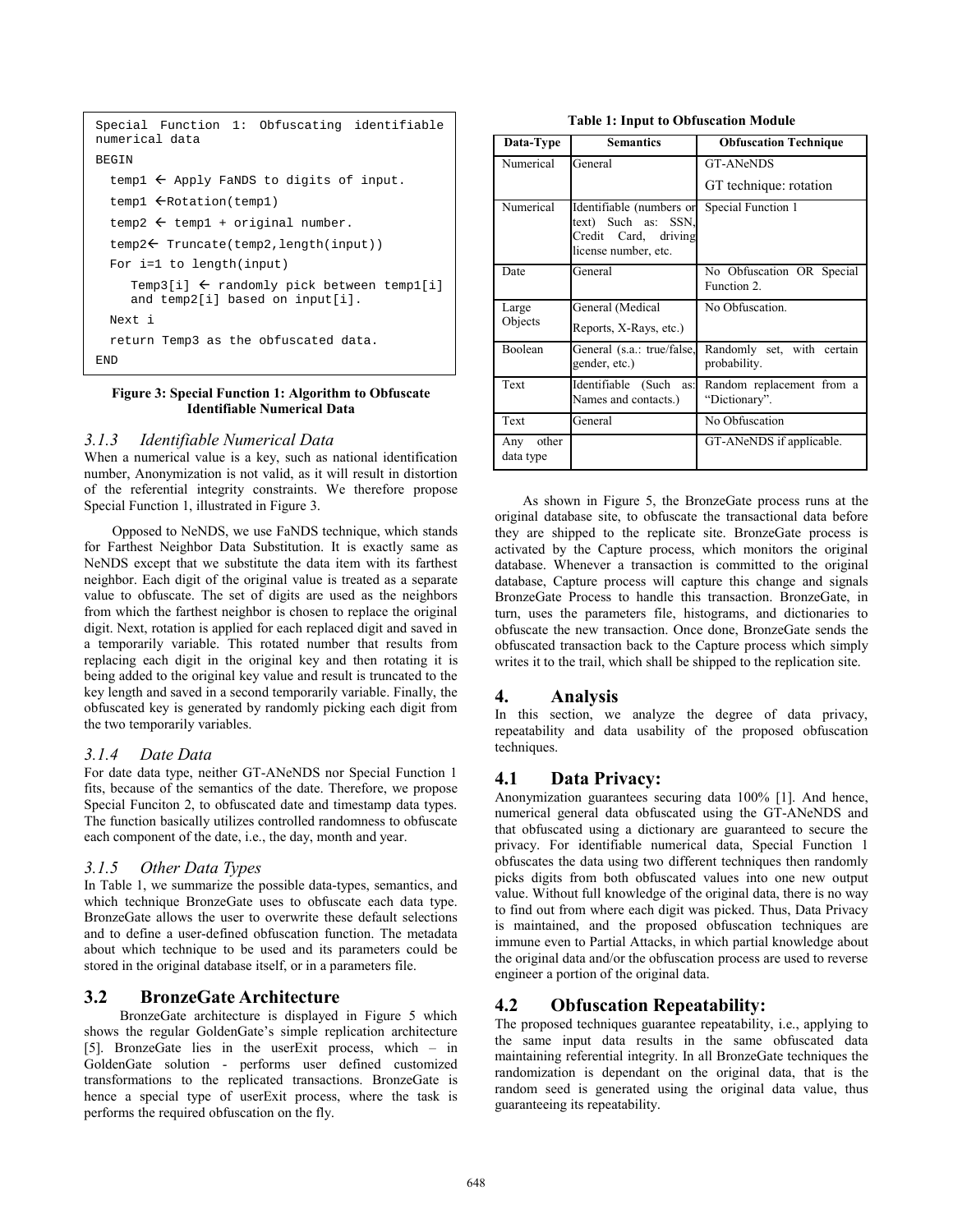```
Special Function 1: Obfuscating identifiable numerical data
BEGIN
  temp1 ← Apply FaNDS to digits of input.
  temp1 ←Rotation(temp1)
  temp2 ← temp1 + original number.
  temp2← Truncate(temp2,length(input))
  For i=1 to length(input)
     Temp3[i] ← randomly pick between temp1[i] and temp2[i] based on input[i].
  Next i
  return Temp3 as the obfuscated data.
END
```

**Figure 3: Special Function 1: Algorithm to Obfuscate Identifiable Numerical Data**

### *3.1.3 Identifiable Numerical Data*

When a numerical value is a key, such as national identification number, Anonymization is not valid, as it will result in distortion of the referential integrity constraints. We therefore propose Special Function 1, illustrated in Figure 3.

Opposed to NeNDS, we use FaNDS technique, which stands for Farthest Neighbor Data Substitution. It is exactly same as NeNDS except that we substitute the data item with its farthest neighbor. Each digit of the original value is treated as a separate value to obfuscate. The set of digits are used as the neighbors from which the farthest neighbor is chosen to replace the original digit. Next, rotation is applied for each replaced digit and saved in a temporarily variable. This rotated number that results from replacing each digit in the original key and then rotating it is being added to the original key value and result is truncated to the key length and saved in a second temporarily variable. Finally, the obfuscated key is generated by randomly picking each digit from the two temporarily variables.

### *3.1.4 Date Data*

For date data type, neither GT-ANeNDS nor Special Function 1 fits, because of the semantics of the date. Therefore, we propose Special Funciton 2, to obfuscated date and timestamp data types. The function basically utilizes controlled randomness to obfuscate each component of the date, i.e., the day, month and year.

### *3.1.5 Other Data Types*

In Table 1, we summarize the possible data-types, semantics, and which technique BronzeGate uses to obfuscate each data type. BronzeGate allows the user to overwrite these default selections and to define a user-defined obfuscation function. The metadata about which technique to be used and its parameters could be stored in the original database itself, or in a parameters file.

## 3.2 BronzeGate Architecture

BronzeGate architecture is displayed in Figure 5 which shows the regular GoldenGate's simple replication architecture [5]. BronzeGate lies in the userExit process, which – in GoldenGate solution - performs user defined customized transformations to the replicated transactions. BronzeGate is hence a special type of userExit process, where the task is performs the required obfuscation on the fly.

**Table 1: Input to Obfuscation Module**

| Data-Type | Semantics | Obfuscation Technique |
|---|---|---|
| Numerical | General | GT-ANeNDS<br>GT technique: rotation |
| Numerical | Identifiable (numbers or text) Such as: SSN, Credit Card, driving license number, etc. | Special Function 1 |
| Date | General | No Obfuscation OR Special Function 2. |
| Large Objects | General (Medical Reports, X-Rays, etc.) | No Obfuscation. |
| Boolean | General (s.a.: true/false, gender, etc.) | Randomly set, with certain probability. |
| Text | Identifiable (Such as: Names and contacts.) | Random replacement from a "Dictionary". |
| Text | General | No Obfuscation |
| Any other data type | | GT-ANeNDS if applicable. |

As shown in Figure 5, the BronzeGate process runs at the original database site, to obfuscate the transactional data before they are shipped to the replicate site. BronzeGate process is activated by the Capture process, which monitors the original database. Whenever a transaction is committed to the original database, Capture process will capture this change and signals BronzeGate Process to handle this transaction. BronzeGate, in turn, uses the parameters file, histograms, and dictionaries to obfuscate the new transaction. Once done, BronzeGate sends the obfuscated transaction back to the Capture process which simply writes it to the trail, which shall be shipped to the replication site.

# 4. Analysis

In this section, we analyze the degree of data privacy, repeatability and data usability of the proposed obfuscation techniques.

## 4.1 Data Privacy:

Anonymization guarantees securing data 100% [1]. And hence, numerical general data obfuscated using the GT-ANeNDS and that obfuscated using a dictionary are guaranteed to secure the privacy. For identifiable numerical data, Special Function 1 obfuscates the data using two different techniques then randomly picks digits from both obfuscated values into one new output value. Without full knowledge of the original data, there is no way to find out from where each digit was picked. Thus, Data Privacy is maintained, and the proposed obfuscation techniques are immune even to Partial Attacks, in which partial knowledge about the original data and/or the obfuscation process are used to reverse engineer a portion of the original data.

## 4.2 Obfuscation Repeatability:

The proposed techniques guarantee repeatability, i.e., applying to the same input data results in the same obfuscated data maintaining referential integrity. In all BronzeGate techniques the randomization is dependant on the original data, that is the random seed is generated using the original data value, thus guaranteeing its repeatability.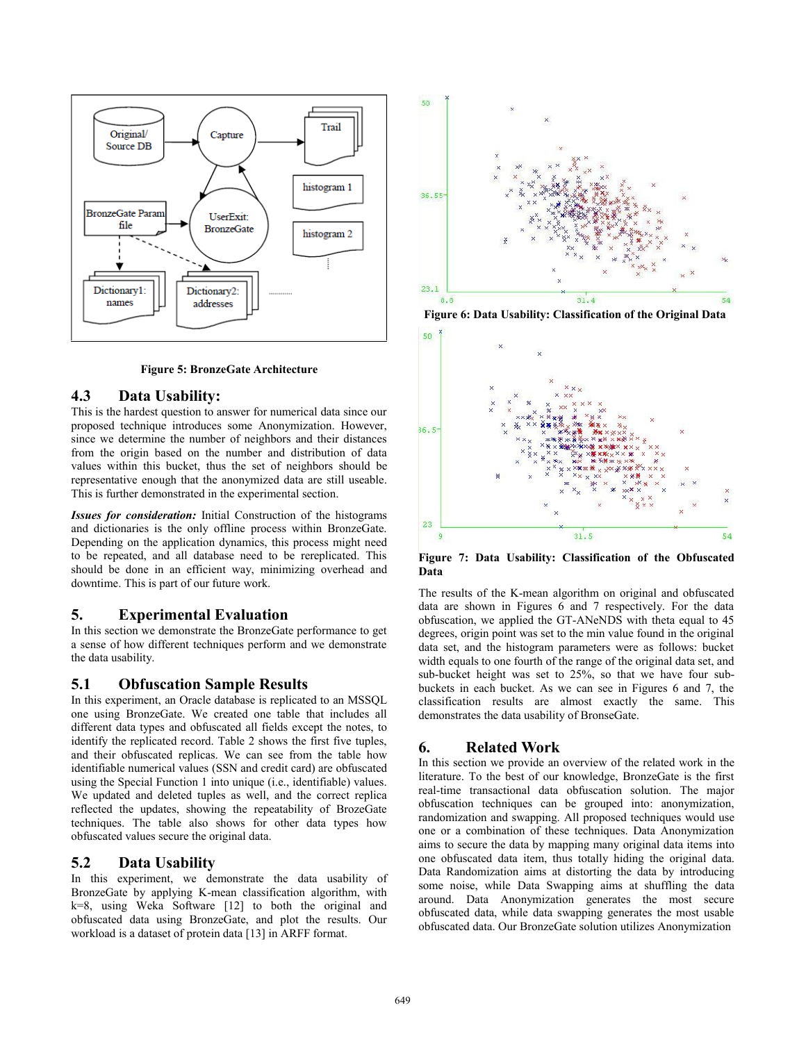Figure 5: BronzeGate Architecture

## 4.3 Data Usability:

This is the hardest question to answer for numerical data since our proposed technique introduces some Anonymization. However, since we determine the number of neighbors and their distances from the origin based on the number and distribution of data values within this bucket, thus the set of neighbors should be representative enough that the anonymized data are still useable. This is further demonstrated in the experimental section.

***Issues for consideration:*** Initial Construction of the histograms and dictionaries is the only offline process within BronzeGate. Depending on the application dynamics, this process might need to be repeated, and all database need to be rereplicated. This should be done in an efficient way, minimizing overhead and downtime. This is part of our future work.

# 5. Experimental Evaluation

In this section we demonstrate the BronzeGate performance to get a sense of how different techniques perform and we demonstrate the data usability.

## 5.1 Obfuscation Sample Results

In this experiment, an Oracle database is replicated to an MSSQL one using BronzeGate. We created one table that includes all different data types and obfuscated all fields except the notes, to identify the replicated record. Table 2 shows the first five tuples, and their obfuscated replicas. We can see from the table how identifiable numerical values (SSN and credit card) are obfuscated using the Special Function 1 into unique (i.e., identifiable) values. We updated and deleted tuples as well, and the correct replica reflected the updates, showing the repeatability of BrozeGate techniques. The table also shows for other data types how obfuscated values secure the original data.

## 5.2 Data Usability

In this experiment, we demonstrate the data usability of BronzeGate by applying K-mean classification algorithm, with k=8, using Weka Software [12] to both the original and obfuscated data using BronzeGate, and plot the results. Our workload is a dataset of protein data [13] in ARFF format.

Figure 6: Data Usability: Classification of the Original Data

Figure 7: Data Usability: Classification of the Obfuscated Data

The results of the K-mean algorithm on original and obfuscated data are shown in Figures 6 and 7 respectively. For the data obfuscation, we applied the GT-ANeNDS with theta equal to 45 degrees, origin point was set to the min value found in the original data set, and the histogram parameters were as follows: bucket width equals to one fourth of the range of the original data set, and sub-bucket height was set to 25%, so that we have four sub-buckets in each bucket. As we can see in Figures 6 and 7, the classification results are almost exactly the same. This demonstrates the data usability of BronseGate.

# 6. Related Work

In this section we provide an overview of the related work in the literature. To the best of our knowledge, BronzeGate is the first real-time transactional data obfuscation solution. The major obfuscation techniques can be grouped into: anonymization, randomization and swapping. All proposed techniques would use one or a combination of these techniques. Data Anonymization aims to secure the data by mapping many original data items into one obfuscated data item, thus totally hiding the original data. Data Randomization aims at distorting the data by introducing some noise, while Data Swapping aims at shuffling the data around. Data Anonymization generates the most secure obfuscated data, while data swapping generates the most usable obfuscated data. Our BronzeGate solution utilizes Anonymization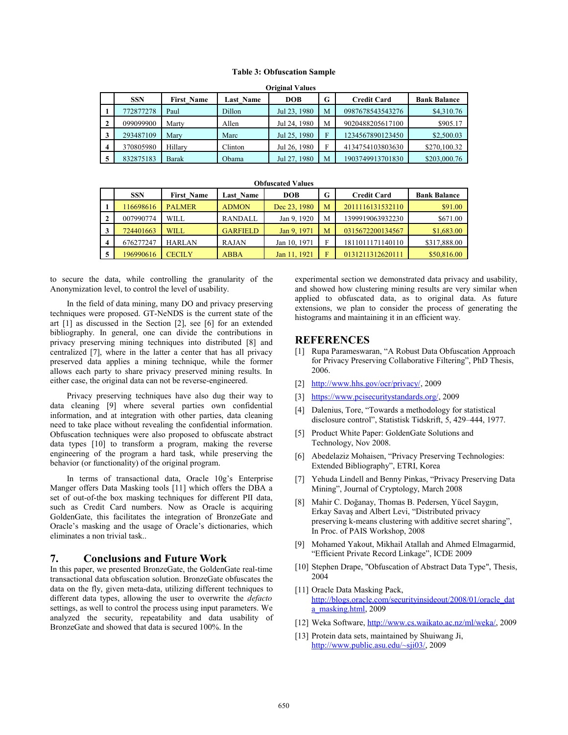**Table 3: Obfuscation Sample**

**Original Values**

| | SSN | First_Name | Last_Name | DOB | G | Credit Card | Bank Balance |
|---|---|---|---|---|---|---|---|
| 1 | 772877278 | Paul | Dillon | Jul 23, 1980 | M | 0987678543543276 | $4,310.76 |
| 2 | 099099900 | Marty | Allen | Jul 24, 1980 | M | 9020488205617100 | $905.17 |
| 3 | 293487109 | Mary | Marc | Jul 25, 1980 | F | 1234567890123450 | $2,500.03 |
| 4 | 370805980 | Hillary | Clinton | Jul 26, 1980 | F | 4134754103803630 | $270,100.32 |
| 5 | 832875183 | Barak | Obama | Jul 27, 1980 | M | 1903749913701830 | $203,000.76 |

**Obfuscated Values**

| | SSN | First_Name | Last_Name | DOB | G | Credit Card | Bank Balance |
|---|---|---|---|---|---|---|---|
| 1 | 116698616 | PALMER | ADMON | Dec 23, 1980 | M | 2011116131532110 | $91.00 |
| 2 | 007990774 | WILL | RANDALL | Jan 9, 1920 | M | 1399919063932230 | $671.00 |
| 3 | 724401663 | WILL | GARFIELD | Jan 9, 1971 | M | 0315672200134567 | $1,683.00 |
| 4 | 676277247 | HARLAN | RAJAN | Jan 10, 1971 | F | 1811011171140110 | $317,888.00 |
| 5 | 196990616 | CECILY | ABBA | Jan 11, 1921 | F | 0131211312620111 | $50,816.00 |

to secure the data, while controlling the granularity of the Anonymization level, to control the level of usability.

In the field of data mining, many DO and privacy preserving techniques were proposed. GT-NeNDS is the current state of the art [1] as discussed in the Section [2], see [6] for an extended bibliography. In general, one can divide the contributions in privacy preserving mining techniques into distributed [8] and centralized [7], where in the latter a center that has all privacy preserved data applies a mining technique, while the former allows each party to share privacy preserved mining results. In either case, the original data can not be reverse-engineered.

Privacy preserving techniques have also dug their way to data cleaning [9] where several parties own confidential information, and at integration with other parties, data cleaning need to take place without revealing the confidential information. Obfuscation techniques were also proposed to obfuscate abstract data types [10] to transform a program, making the reverse engineering of the program a hard task, while preserving the behavior (or functionality) of the original program.

In terms of transactional data, Oracle 10g's Enterprise Manger offers Data Masking tools [11] which offers the DBA a set of out-of-the box masking techniques for different PII data, such as Credit Card numbers. Now as Oracle is acquiring GoldenGate, this facilitates the integration of BronzeGate and Oracle's masking and the usage of Oracle's dictionaries, which eliminates a non trivial task..

## 7. Conclusions and Future Work

In this paper, we presented BronzeGate, the GoldenGate real-time transactional data obfuscation solution. BronzeGate obfuscates the data on the fly, given meta-data, utilizing different techniques to different data types, allowing the user to overwrite the *defacto* settings, as well to control the process using input parameters. We analyzed the security, repeatability and data usability of BronzeGate and showed that data is secured 100%. In the experimental section we demonstrated data privacy and usability, and showed how clustering mining results are very similar when applied to obfuscated data, as to original data. As future extensions, we plan to consider the process of generating the histograms and maintaining it in an efficient way.

## REFERENCES

[1] Rupa Parameswaran, "A Robust Data Obfuscation Approach for Privacy Preserving Collaborative Filtering", PhD Thesis, 2006.

[2] http://www.hhs.gov/ocr/privacy/, 2009

[3] https://www.pcisecuritystandards.org/, 2009

[4] Dalenius, Tore, "Towards a methodology for statistical disclosure control", Statistisk Tidskrift, 5, 429–444, 1977.

[5] Product White Paper: GoldenGate Solutions and Technology, Nov 2008.

[6] Abedelaziz Mohaisen, "Privacy Preserving Technologies: Extended Bibliography", ETRI, Korea

[7] Yehuda Lindell and Benny Pinkas, "Privacy Preserving Data Mining", Journal of Cryptology, March 2008

[8] Mahir C. Doğanay, Thomas B. Pedersen, Yücel Saygın, Erkay Savaş and Albert Levi, "Distributed privacy preserving k-means clustering with additive secret sharing", In Proc. of PAIS Workshop, 2008

[9] Mohamed Yakout, Mikhail Atallah and Ahmed Elmagarmid, "Efficient Private Record Linkage", ICDE 2009

[10] Stephen Drape, "Obfuscation of Abstract Data Type", Thesis, 2004

[11] Oracle Data Masking Pack, http://blogs.oracle.com/securityinsideout/2008/01/oracle_data_masking.html, 2009

[12] Weka Software, http://www.cs.waikato.ac.nz/ml/weka/, 2009

[13] Protein data sets, maintained by Shuiwang Ji, http://www.public.asu.edu/~sji03/, 2009